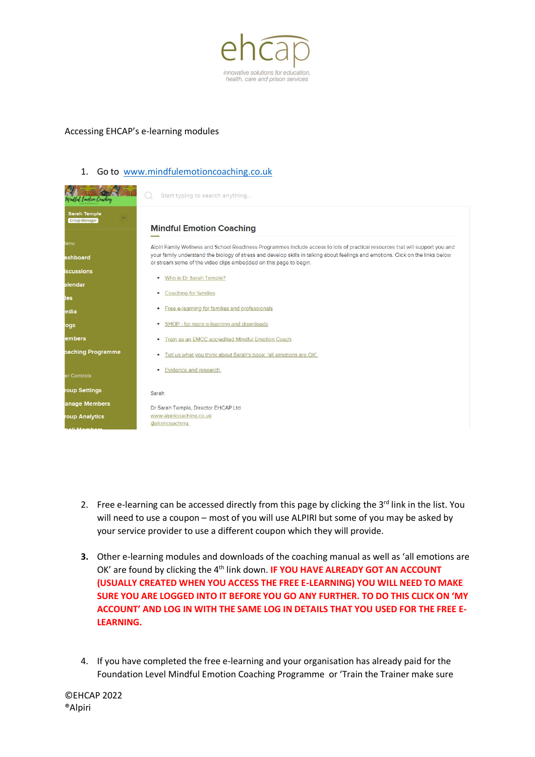ehcap

innovative solutions for education, health, care and prison services

Accessing EHCAP's e-learning modules

1. Go to [www.mindfulemotioncoaching.co.uk](http://www.mindfulemotioncoaching.co.uk)

Mindful Emotion Coaching

Sarah Temple
Group Manager

Menu
Dashboard
Discussions
Calendar
Files
Media
Blogs
Members
Coaching Programme

Manager Controls
Group Settings
Manage Members
Group Analytics

Start typing to search anything...

**Mindful Emotion Coaching**

Alpiri Family Wellness and School Readiness Programmes include access to lots of practical resources that will support you and your family understand the biology of stress and develop skills in talking about feelings and emotions. Click on the links below or stream some of the video clips embedded on this page to begin.

- Who is Dr Sarah Temple?
- Coaching for families
- Free e-learning for families and professionals
- SHOP - for more e-learning and downloads
- Train as an EMCC accredited Mindful Emotion Coach
- Tell us what you think about Sarah's book 'all emotions are OK'
- Evidence and research

Sarah

Dr Sarah Temple, Director EHCAP Ltd
www.alpiricoaching.co.uk
@alpiricoaching

2. Free e-learning can be accessed directly from this page by clicking the 3rd link in the list. You will need to use a coupon – most of you will use ALPIRI but some of you may be asked by your service provider to use a different coupon which they will provide.

3. Other e-learning modules and downloads of the coaching manual as well as 'all emotions are OK' are found by clicking the 4th link down. **IF YOU HAVE ALREADY GOT AN ACCOUNT (USUALLY CREATED WHEN YOU ACCESS THE FREE E-LEARNING) YOU WILL NEED TO MAKE SURE YOU ARE LOGGED INTO IT BEFORE YOU GO ANY FURTHER. TO DO THIS CLICK ON 'MY ACCOUNT' AND LOG IN WITH THE SAME LOG IN DETAILS THAT YOU USED FOR THE FREE E-LEARNING.**

4. If you have completed the free e-learning and your organisation has already paid for the Foundation Level Mindful Emotion Coaching Programme or 'Train the Trainer make sure

©EHCAP 2022
®Alpiri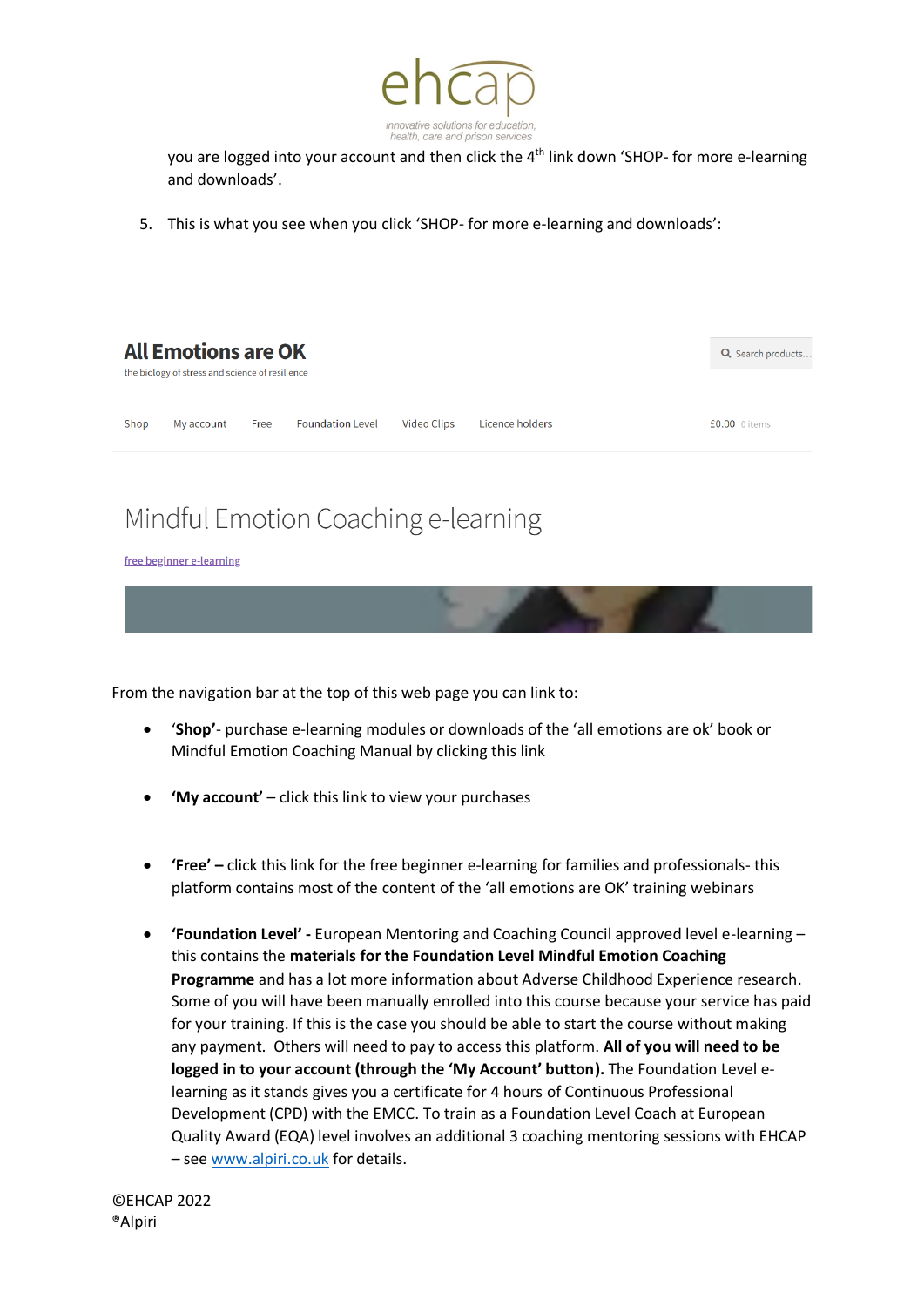you are logged into your account and then click the 4th link down 'SHOP- for more e-learning and downloads'.

5. This is what you see when you click 'SHOP- for more e-learning and downloads':

**All Emotions are OK**
the biology of stress and science of resilience

Search products…

Shop | My account | Free | Foundation Level | Video Clips | Licence holders | £0.00 0 items

Mindful Emotion Coaching e-learning

free beginner e-learning

From the navigation bar at the top of this web page you can link to:

- '**Shop'**- purchase e-learning modules or downloads of the 'all emotions are ok' book or Mindful Emotion Coaching Manual by clicking this link
- **'My account'** – click this link to view your purchases
- **'Free' –** click this link for the free beginner e-learning for families and professionals- this platform contains most of the content of the 'all emotions are OK' training webinars
- **'Foundation Level' -** European Mentoring and Coaching Council approved level e-learning – this contains the **materials for the Foundation Level Mindful Emotion Coaching Programme** and has a lot more information about Adverse Childhood Experience research. Some of you will have been manually enrolled into this course because your service has paid for your training. If this is the case you should be able to start the course without making any payment. Others will need to pay to access this platform. **All of you will need to be logged in to your account (through the 'My Account' button).** The Foundation Level e-learning as it stands gives you a certificate for 4 hours of Continuous Professional Development (CPD) with the EMCC. To train as a Foundation Level Coach at European Quality Award (EQA) level involves an additional 3 coaching mentoring sessions with EHCAP – see www.alpiri.co.uk for details.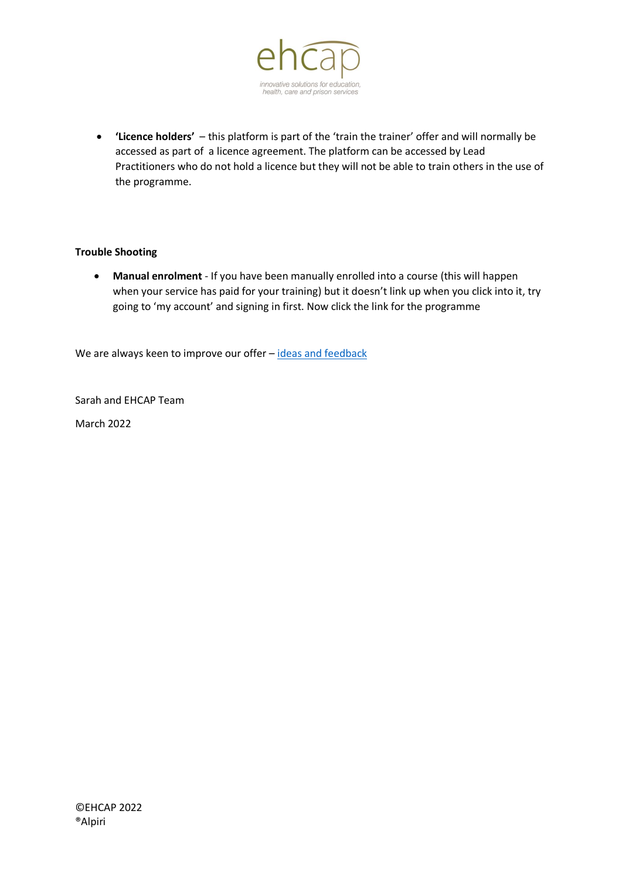- **'Licence holders'** – this platform is part of the 'train the trainer' offer and will normally be accessed as part of a licence agreement. The platform can be accessed by Lead Practitioners who do not hold a licence but they will not be able to train others in the use of the programme.

**Trouble Shooting**

- **Manual enrolment** - If you have been manually enrolled into a course (this will happen when your service has paid for your training) but it doesn't link up when you click into it, try going to 'my account' and signing in first. Now click the link for the programme

We are always keen to improve our offer – ideas and feedback

Sarah and EHCAP Team

March 2022

©EHCAP 2022
®Alpiri